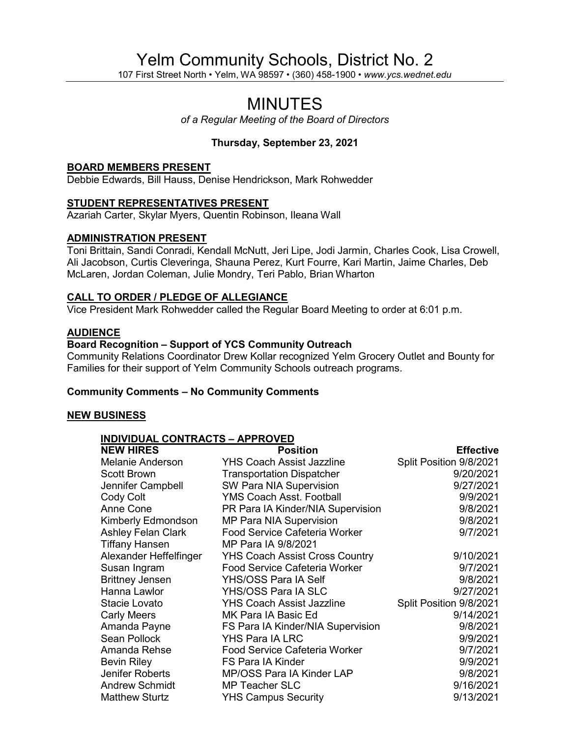# Yelm Community Schools, District No. 2

107 First Street North • Yelm, WA 98597 • (360) 458-1900 • *www.ycs.wednet.edu*

# MINUTES

*of a Regular Meeting of the Board of Directors*

**Thursday, September 23, 2021**

## BOARD MEMBERS PRESENT

Debbie Edwards, Bill Hauss, Denise Hendrickson, Mark Rohwedder

## STUDENT REPRESENTATIVES PRESENT

Azariah Carter, Skylar Myers, Quentin Robinson, Ileana Wall

## ADMINISTRATION PRESENT

Toni Brittain, Sandi Conradi, Kendall McNutt, Jeri Lipe, Jodi Jarmin, Charles Cook, Lisa Crowell, Ali Jacobson, Curtis Cleveringa, Shauna Perez, Kurt Fourre, Kari Martin, Jaime Charles, Deb McLaren, Jordan Coleman, Julie Mondry, Teri Pablo, Brian Wharton

## CALL TO ORDER / PLEDGE OF ALLEGIANCE

Vice President Mark Rohwedder called the Regular Board Meeting to order at 6:01 p.m.

## AUDIENCE

### Board Recognition – Support of YCS Community Outreach

Community Relations Coordinator Drew Kollar recognized Yelm Grocery Outlet and Bounty for Families for their support of Yelm Community Schools outreach programs.

### Community Comments – No Community Comments

## NEW BUSINESS

### INDIVIDUAL CONTRACTS – APPROVED

| NEW HIRES | Position | Effective |
|---|---|---|
| Melanie Anderson | YHS Coach Assist Jazzline | Split Position 9/8/2021 |
| Scott Brown | Transportation Dispatcher | 9/20/2021 |
| Jennifer Campbell | SW Para NIA Supervision | 9/27/2021 |
| Cody Colt | YMS Coach Asst. Football | 9/9/2021 |
| Anne Cone | PR Para IA Kinder/NIA Supervision | 9/8/2021 |
| Kimberly Edmondson | MP Para NIA Supervision | 9/8/2021 |
| Ashley Felan Clark | Food Service Cafeteria Worker | 9/7/2021 |
| Tiffany Hansen | MP Para IA 9/8/2021 | |
| Alexander Heffelfinger | YHS Coach Assist Cross Country | 9/10/2021 |
| Susan Ingram | Food Service Cafeteria Worker | 9/7/2021 |
| Brittney Jensen | YHS/OSS Para IA Self | 9/8/2021 |
| Hanna Lawlor | YHS/OSS Para IA SLC | 9/27/2021 |
| Stacie Lovato | YHS Coach Assist Jazzline | Split Position 9/8/2021 |
| Carly Meers | MK Para IA Basic Ed | 9/14/2021 |
| Amanda Payne | FS Para IA Kinder/NIA Supervision | 9/8/2021 |
| Sean Pollock | YHS Para IA LRC | 9/9/2021 |
| Amanda Rehse | Food Service Cafeteria Worker | 9/7/2021 |
| Bevin Riley | FS Para IA Kinder | 9/9/2021 |
| Jenifer Roberts | MP/OSS Para IA Kinder LAP | 9/8/2021 |
| Andrew Schmidt | MP Teacher SLC | 9/16/2021 |
| Matthew Sturtz | YHS Campus Security | 9/13/2021 |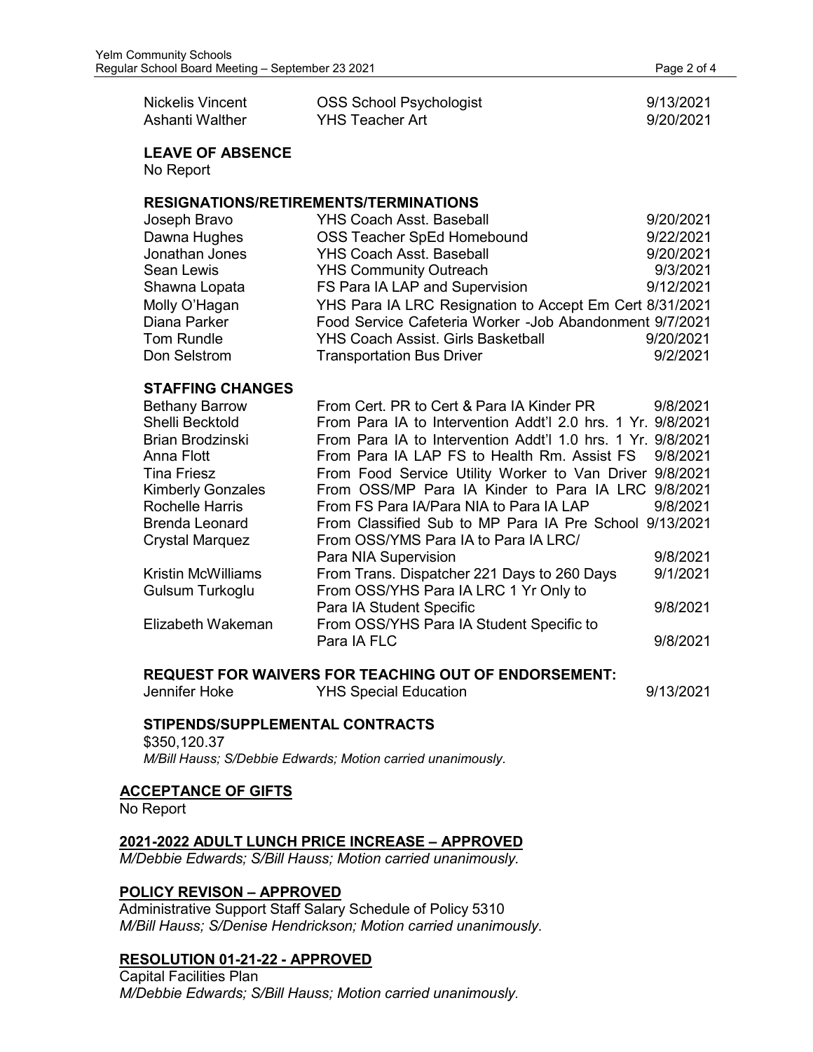| | | |
|---|---|---|
| Nickelis Vincent | OSS School Psychologist | 9/13/2021 |
| Ashanti Walther | YHS Teacher Art | 9/20/2021 |

**LEAVE OF ABSENCE**

No Report

**RESIGNATIONS/RETIREMENTS/TERMINATIONS**

| | | |
|---|---|---|
| Joseph Bravo | YHS Coach Asst. Baseball | 9/20/2021 |
| Dawna Hughes | OSS Teacher SpEd Homebound | 9/22/2021 |
| Jonathan Jones | YHS Coach Asst. Baseball | 9/20/2021 |
| Sean Lewis | YHS Community Outreach | 9/3/2021 |
| Shawna Lopata | FS Para IA LAP and Supervision | 9/12/2021 |
| Molly O'Hagan | YHS Para IA LRC Resignation to Accept Em Cert | 8/31/2021 |
| Diana Parker | Food Service Cafeteria Worker -Job Abandonment | 9/7/2021 |
| Tom Rundle | YHS Coach Assist. Girls Basketball | 9/20/2021 |
| Don Selstrom | Transportation Bus Driver | 9/2/2021 |

**STAFFING CHANGES**

| | | |
|---|---|---|
| Bethany Barrow | From Cert. PR to Cert & Para IA Kinder PR | 9/8/2021 |
| Shelli Becktold | From Para IA to Intervention Addt'l 2.0 hrs. 1 Yr. | 9/8/2021 |
| Brian Brodzinski | From Para IA to Intervention Addt'l 1.0 hrs. 1 Yr. | 9/8/2021 |
| Anna Flott | From Para IA LAP FS to Health Rm. Assist FS | 9/8/2021 |
| Tina Friesz | From Food Service Utility Worker to Van Driver | 9/8/2021 |
| Kimberly Gonzales | From OSS/MP Para IA Kinder to Para IA LRC | 9/8/2021 |
| Rochelle Harris | From FS Para IA/Para NIA to Para IA LAP | 9/8/2021 |
| Brenda Leonard | From Classified Sub to MP Para IA Pre School | 9/13/2021 |
| Crystal Marquez | From OSS/YMS Para IA to Para IA LRC/ Para NIA Supervision | 9/8/2021 |
| Kristin McWilliams | From Trans. Dispatcher 221 Days to 260 Days | 9/1/2021 |
| Gulsum Turkoglu | From OSS/YHS Para IA LRC 1 Yr Only to Para IA Student Specific | 9/8/2021 |
| Elizabeth Wakeman | From OSS/YHS Para IA Student Specific to Para IA FLC | 9/8/2021 |

**REQUEST FOR WAIVERS FOR TEACHING OUT OF ENDORSEMENT:**

| | | |
|---|---|---|
| Jennifer Hoke | YHS Special Education | 9/13/2021 |

**STIPENDS/SUPPLEMENTAL CONTRACTS**

$350,120.37

*M/Bill Hauss; S/Debbie Edwards; Motion carried unanimously.*

## ACCEPTANCE OF GIFTS

No Report

## 2021-2022 ADULT LUNCH PRICE INCREASE – APPROVED

*M/Debbie Edwards; S/Bill Hauss; Motion carried unanimously.*

## POLICY REVISON – APPROVED

Administrative Support Staff Salary Schedule of Policy 5310

*M/Bill Hauss; S/Denise Hendrickson; Motion carried unanimously.*

## RESOLUTION 01-21-22 - APPROVED

Capital Facilities Plan

*M/Debbie Edwards; S/Bill Hauss; Motion carried unanimously.*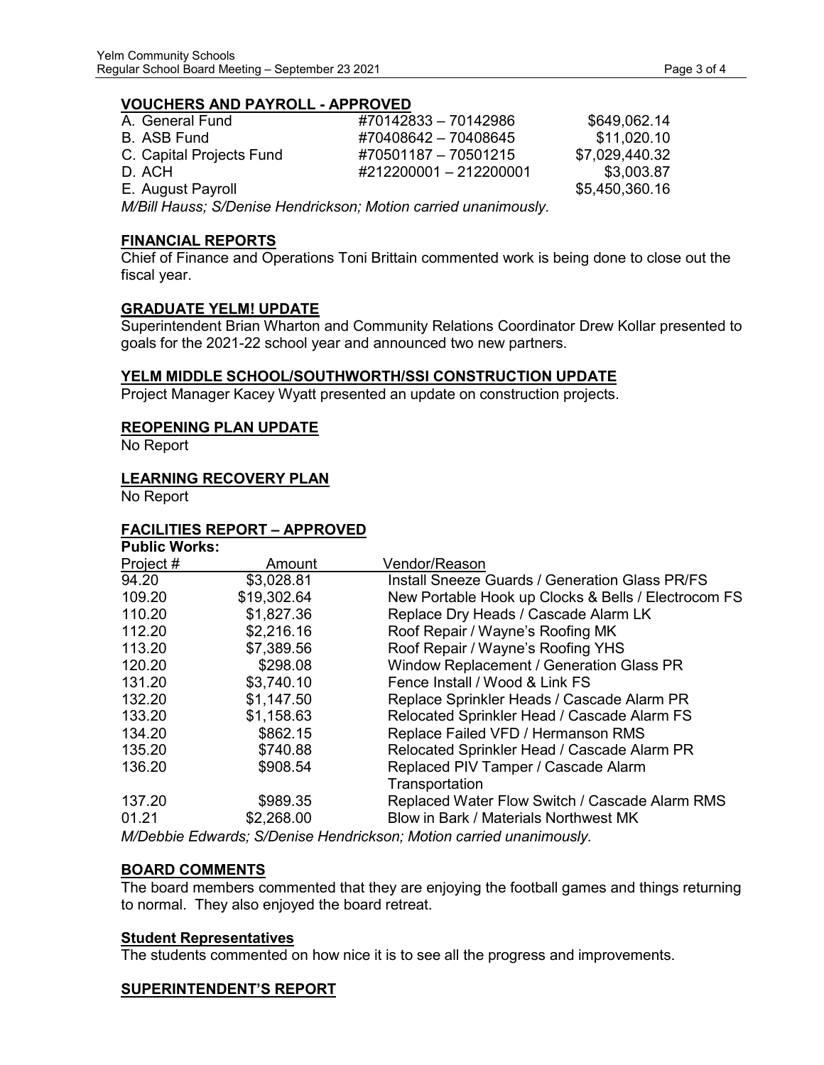## VOUCHERS AND PAYROLL - APPROVED

| | | |
|---|---|---|
| A. General Fund | #70142833 – 70142986 | $649,062.14 |
| B. ASB Fund | #70408642 – 70408645 | $11,020.10 |
| C. Capital Projects Fund | #70501187 – 70501215 | $7,029,440.32 |
| D. ACH | #212200001 – 212200001 | $3,003.87 |
| E. August Payroll | | $5,450,360.16 |

*M/Bill Hauss; S/Denise Hendrickson; Motion carried unanimously.*

## FINANCIAL REPORTS

Chief of Finance and Operations Toni Brittain commented work is being done to close out the fiscal year.

## GRADUATE YELM! UPDATE

Superintendent Brian Wharton and Community Relations Coordinator Drew Kollar presented to goals for the 2021-22 school year and announced two new partners.

## YELM MIDDLE SCHOOL/SOUTHWORTH/SSI CONSTRUCTION UPDATE

Project Manager Kacey Wyatt presented an update on construction projects.

## REOPENING PLAN UPDATE

No Report

## LEARNING RECOVERY PLAN

No Report

## FACILITIES REPORT – APPROVED

**Public Works:**

| Project # | Amount | Vendor/Reason |
|---|---|---|
| 94.20 | $3,028.81 | Install Sneeze Guards / Generation Glass PR/FS |
| 109.20 | $19,302.64 | New Portable Hook up Clocks & Bells / Electrocom FS |
| 110.20 | $1,827.36 | Replace Dry Heads / Cascade Alarm LK |
| 112.20 | $2,216.16 | Roof Repair / Wayne's Roofing MK |
| 113.20 | $7,389.56 | Roof Repair / Wayne's Roofing YHS |
| 120.20 | $298.08 | Window Replacement / Generation Glass PR |
| 131.20 | $3,740.10 | Fence Install / Wood & Link FS |
| 132.20 | $1,147.50 | Replace Sprinkler Heads / Cascade Alarm PR |
| 133.20 | $1,158.63 | Relocated Sprinkler Head / Cascade Alarm FS |
| 134.20 | $862.15 | Replace Failed VFD / Hermanson RMS |
| 135.20 | $740.88 | Relocated Sprinkler Head / Cascade Alarm PR |
| 136.20 | $908.54 | Replaced PIV Tamper / Cascade Alarm Transportation |
| 137.20 | $989.35 | Replaced Water Flow Switch / Cascade Alarm RMS |
| 01.21 | $2,268.00 | Blow in Bark / Materials Northwest MK |

*M/Debbie Edwards; S/Denise Hendrickson; Motion carried unanimously.*

## BOARD COMMENTS

The board members commented that they are enjoying the football games and things returning to normal. They also enjoyed the board retreat.

### Student Representatives

The students commented on how nice it is to see all the progress and improvements.

## SUPERINTENDENT'S REPORT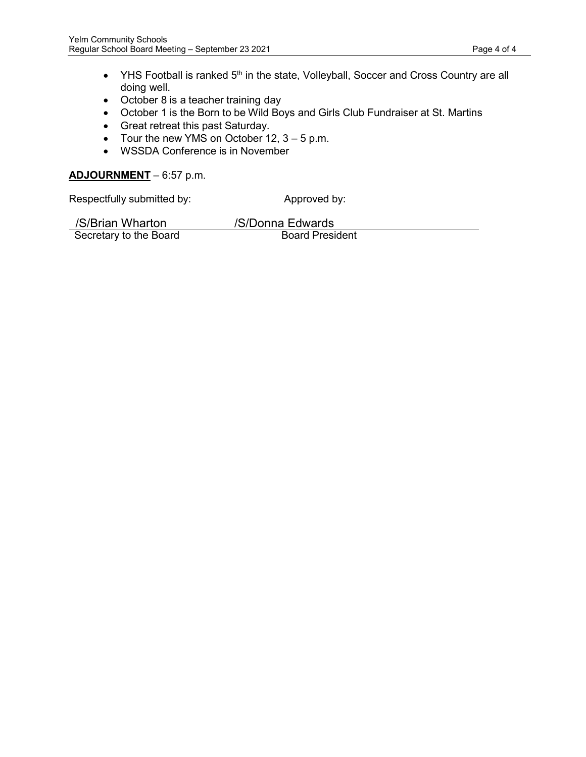- YHS Football is ranked 5th in the state, Volleyball, Soccer and Cross Country are all doing well.
- October 8 is a teacher training day
- October 1 is the Born to be Wild Boys and Girls Club Fundraiser at St. Martins
- Great retreat this past Saturday.
- Tour the new YMS on October 12, 3 – 5 p.m.
- WSSDA Conference is in November

**ADJOURNMENT** – 6:57 p.m.

Respectfully submitted by: Approved by:

/S/Brian Wharton /S/Donna Edwards

Secretary to the Board Board President